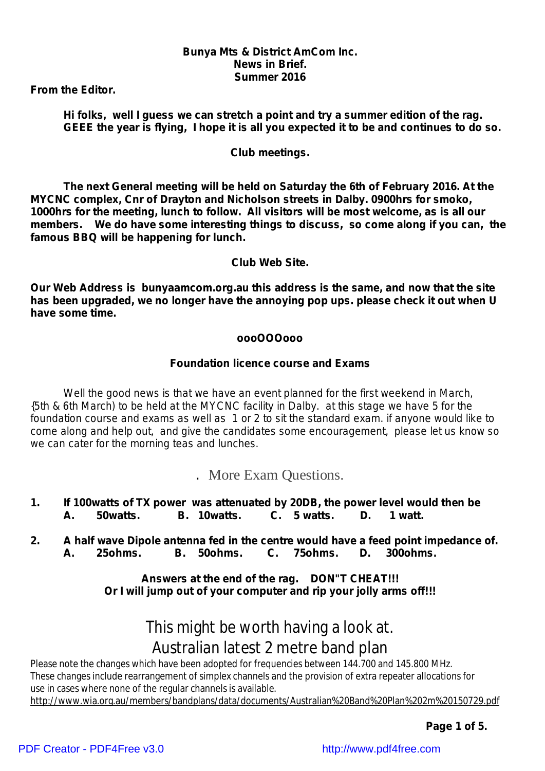**Bunya Mts & District AmCom Inc.**
**News in Brief.**
**Summer 2016**

**From the Editor.**

**Hi folks, well I guess we can stretch a point and try a summer edition of the rag. GEEE the year is flying, I hope it is all you expected it to be and continues to do so.**

**Club meetings.**

**The next General meeting will be held on Saturday the 6th of February 2016. At the MYCNC complex, Cnr of Drayton and Nicholson streets in Dalby. 0900hrs for smoko, 1000hrs for the meeting, lunch to follow. All visitors will be most welcome, as is all our members. We do have some interesting things to discuss, so come along if you can, the famous BBQ will be happening for lunch.**

**Club Web Site.**

**Our Web Address is bunyaamcom.org.au this address is the same, and now that the site has been upgraded, we no longer have the annoying pop ups. please check it out when U have some time.**

**oooOOOooo**

**Foundation licence course and Exams**

Well the good news is that we have an event planned for the first weekend in March, {5th & 6th March) to be held at the MYCNC facility in Dalby. at this stage we have 5 for the foundation course and exams as well as 1 or 2 to sit the standard exam. if anyone would like to come along and help out, and give the candidates some encouragement, please let us know so we can cater for the morning teas and lunches.

. More Exam Questions.

**1. If 100watts of TX power was attenuated by 20DB, the power level would then be**
**A. 50watts. B. 10watts. C. 5 watts. D. 1 watt.**

**2. A half wave Dipole antenna fed in the centre would have a feed point impedance of.**
**A. 25ohms. B. 50ohms. C. 75ohms. D. 300ohms.**

**Answers at the end of the rag. DON"T CHEAT!!!**
**Or I will jump out of your computer and rip your jolly arms off!!!**

This might be worth having a look at.
Australian latest 2 metre band plan

Please note the changes which have been adopted for frequencies between 144.700 and 145.800 MHz. These changes include rearrangement of simplex channels and the provision of extra repeater allocations for use in cases where none of the regular channels is available.
http://www.wia.org.au/members/bandplans/data/documents/Australian%20Band%20Plan%202m%20150729.pdf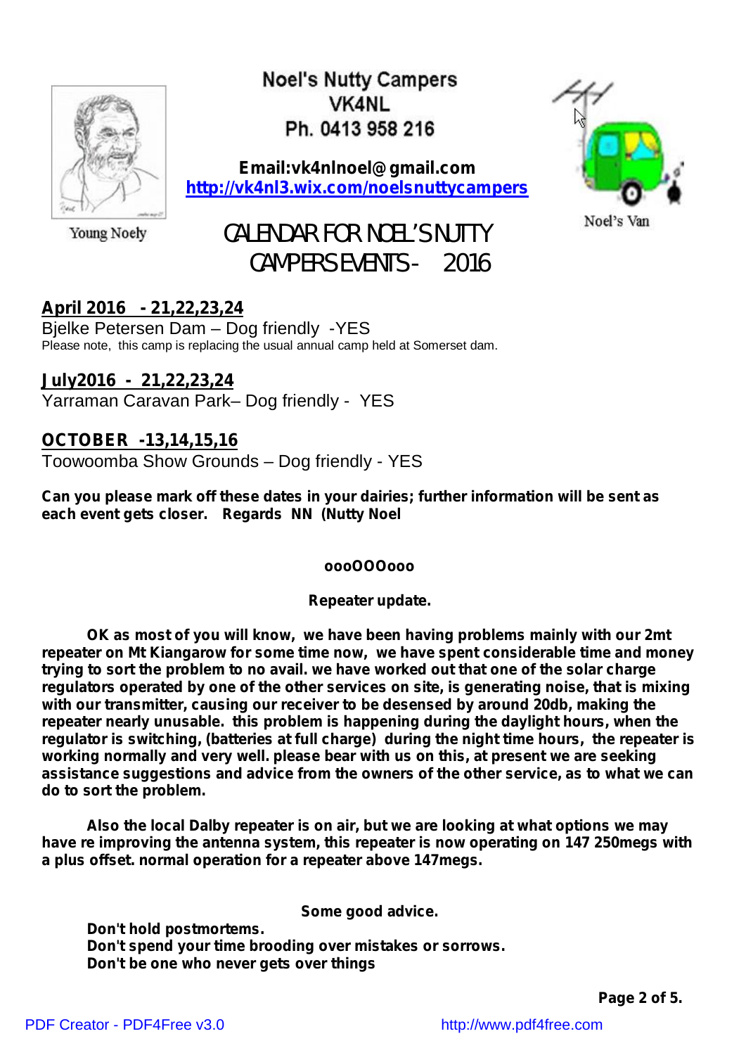Young Noely

# Noel's Nutty Campers
## VK4NL
## Ph. 0413 958 216

**Email:vk4nlnoel@gmail.com**
**http://vk4nl3.wix.com/noelsnuttycampers**

Noel's Van

## CALENDAR FOR NOEL'S NUTTY CAMPERS EVENTS - 2016

**April 2016 - 21,22,23,24**

Bjelke Petersen Dam – Dog friendly -YES

Please note, this camp is replacing the usual annual camp held at Somerset dam.

**July2016 - 21,22,23,24**

Yarraman Caravan Park– Dog friendly - YES

**OCTOBER -13,14,15,16**

Toowoomba Show Grounds – Dog friendly - YES

**Can you please mark off these dates in your dairies; further information will be sent as each event gets closer. Regards NN (Nutty Noel**

**oooOOOooo**

**Repeater update.**

**OK as most of you will know, we have been having problems mainly with our 2mt repeater on Mt Kiangarow for some time now, we have spent considerable time and money trying to sort the problem to no avail. we have worked out that one of the solar charge regulators operated by one of the other services on site, is generating noise, that is mixing with our transmitter, causing our receiver to be desensed by around 20db, making the repeater nearly unusable. this problem is happening during the daylight hours, when the regulator is switching, (batteries at full charge) during the night time hours, the repeater is working normally and very well. please bear with us on this, at present we are seeking assistance suggestions and advice from the owners of the other service, as to what we can do to sort the problem.**

**Also the local Dalby repeater is on air, but we are looking at what options we may have re improving the antenna system, this repeater is now operating on 147 250megs with a plus offset. normal operation for a repeater above 147megs.**

**Some good advice.**

**Don't hold postmortems.**
**Don't spend your time brooding over mistakes or sorrows.**
**Don't be one who never gets over things**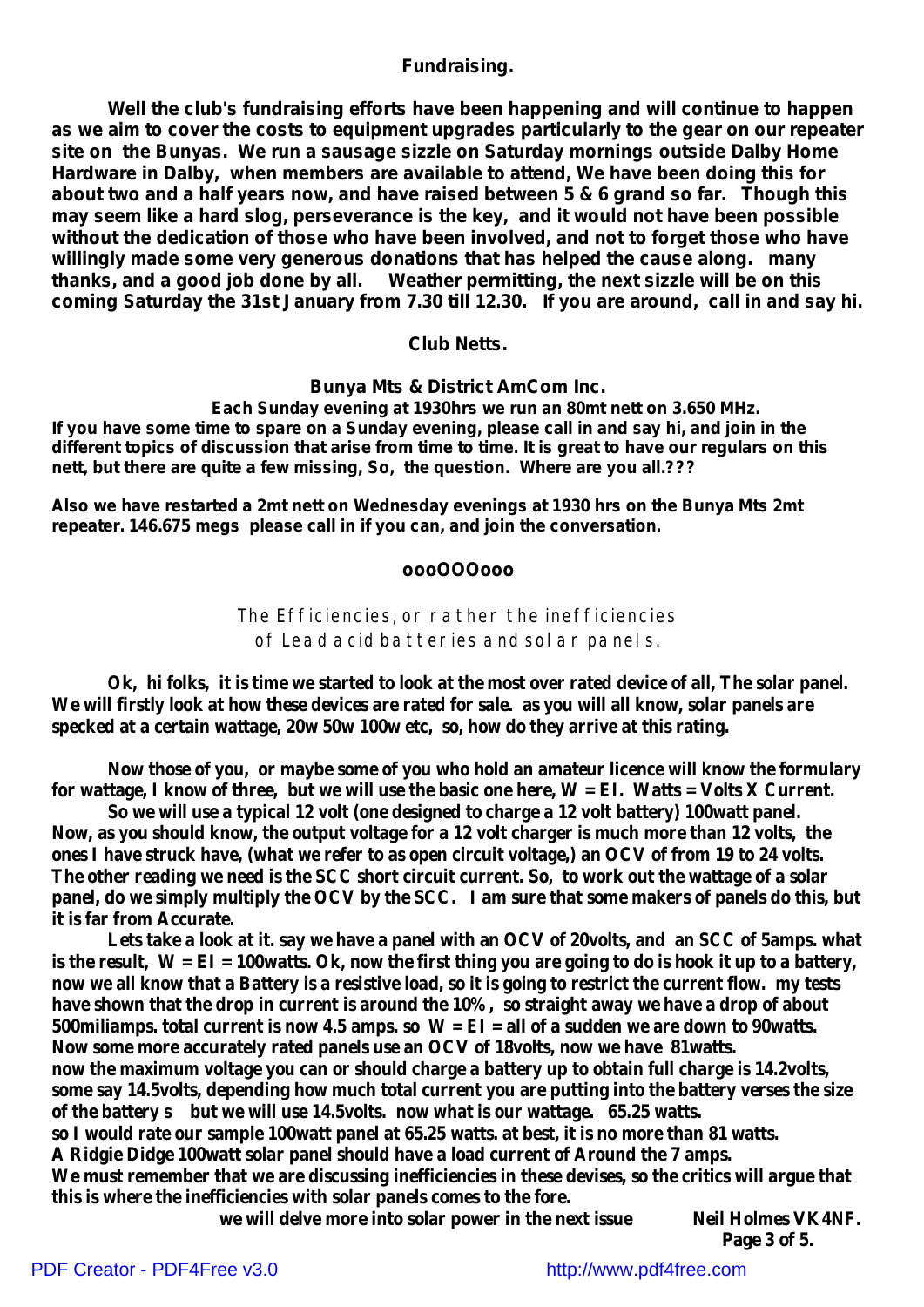## Fundraising.

**Well the club's fundraising efforts have been happening and will continue to happen as we aim to cover the costs to equipment upgrades particularly to the gear on our repeater site on the Bunyas. We run a sausage sizzle on Saturday mornings outside Dalby Home Hardware in Dalby, when members are available to attend, We have been doing this for about two and a half years now, and have raised between 5 & 6 grand so far. Though this may seem like a hard slog, perseverance is the key, and it would not have been possible without the dedication of those who have been involved, and not to forget those who have willingly made some very generous donations that has helped the cause along. many thanks, and a good job done by all. Weather permitting, the next sizzle will be on this coming Saturday the 31st January from 7.30 till 12.30. If you are around, call in and say hi.**

## Club Netts.

### Bunya Mts & District AmCom Inc.

**Each Sunday evening at 1930hrs we run an 80mt nett on 3.650 MHz.**
**If you have some time to spare on a Sunday evening, please call in and say hi, and join in the different topics of discussion that arise from time to time. It is great to have our regulars on this nett, but there are quite a few missing, So, the question. Where are you all.???**

**Also we have restarted a 2mt nett on Wednesday evenings at 1930 hrs on the Bunya Mts 2mt repeater. 146.675 megs please call in if you can, and join the conversation.**

**oooOOOooo**

## The Efficiencies, or rather the inefficiencies of Lead acid batteries and solar panels.

**Ok, hi folks, it is time we started to look at the most over rated device of all, The solar panel. We will firstly look at how these devices are rated for sale. as you will all know, solar panels are specked at a certain wattage, 20w 50w 100w etc, so, how do they arrive at this rating.**

**Now those of you, or maybe some of you who hold an amateur licence will know the formulary for wattage, I know of three, but we will use the basic one here, W = EI. Watts = Volts X Current.**

**So we will use a typical 12 volt (one designed to charge a 12 volt battery) 100watt panel. Now, as you should know, the output voltage for a 12 volt charger is much more than 12 volts, the ones I have struck have, (what we refer to as open circuit voltage,) an OCV of from 19 to 24 volts. The other reading we need is the SCC short circuit current. So, to work out the wattage of a solar panel, do we simply multiply the OCV by the SCC. I am sure that some makers of panels do this, but it is far from Accurate.**

**Lets take a look at it. say we have a panel with an OCV of 20volts, and an SCC of 5amps. what is the result, W = EI = 100watts. Ok, now the first thing you are going to do is hook it up to a battery, now we all know that a Battery is a resistive load, so it is going to restrict the current flow. my tests have shown that the drop in current is around the 10%, so straight away we have a drop of about 500miliamps. total current is now 4.5 amps. so W = EI = all of a sudden we are down to 90watts. Now some more accurately rated panels use an OCV of 18volts, now we have 81watts. now the maximum voltage you can or should charge a battery up to obtain full charge is 14.2volts, some say 14.5volts, depending how much total current you are putting into the battery verses the size of the battery s but we will use 14.5volts. now what is our wattage. 65.25 watts. so I would rate our sample 100watt panel at 65.25 watts. at best, it is no more than 81 watts. A Ridgie Didge 100watt solar panel should have a load current of Around the 7 amps. We must remember that we are discussing inefficiencies in these devises, so the critics will argue that this is where the inefficiencies with solar panels comes to the fore.**

**we will delve more into solar power in the next issue** **Neil Holmes VK4NF.**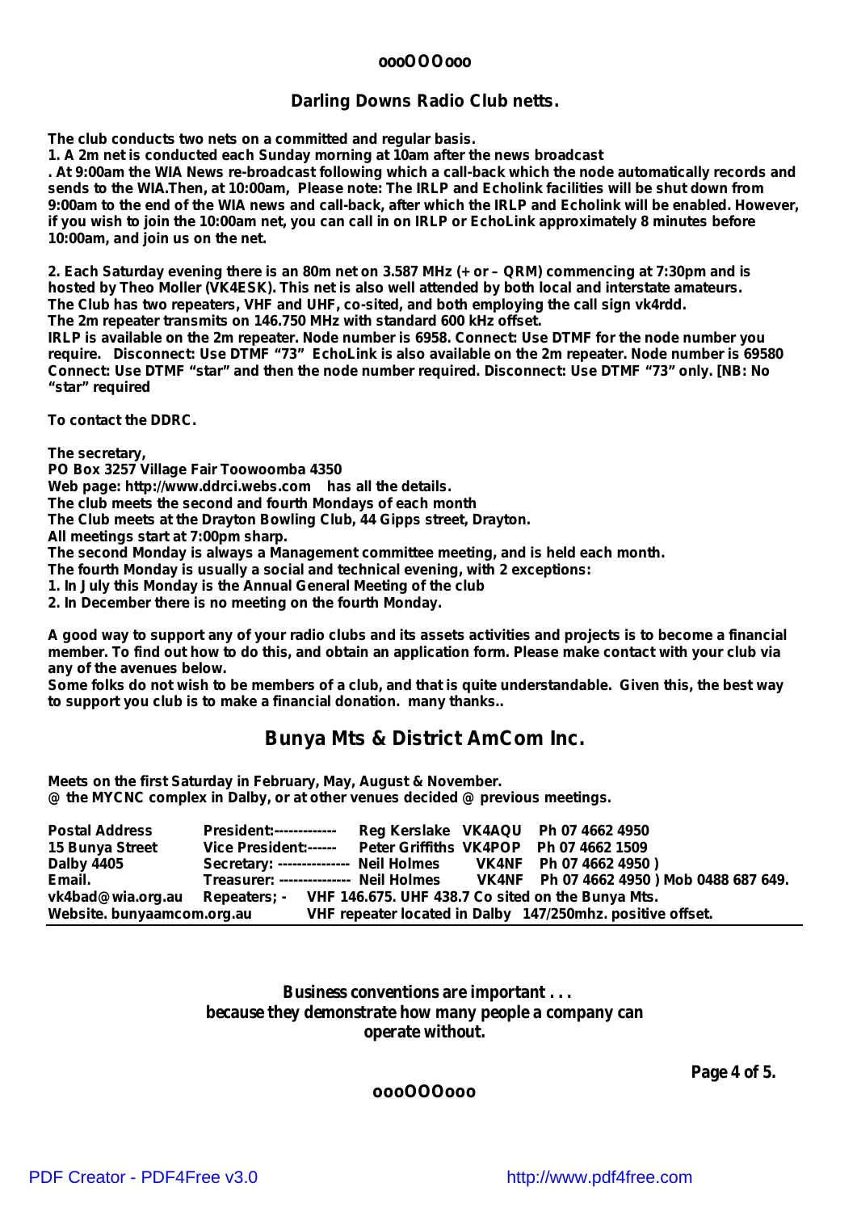oooOOOooo

## Darling Downs Radio Club netts.

**The club conducts two nets on a committed and regular basis.**

**1. A 2m net is conducted each Sunday morning at 10am after the news broadcast**

**. At 9:00am the WIA News re-broadcast following which a call-back which the node automatically records and sends to the WIA.Then, at 10:00am, Please note: The IRLP and Echolink facilities will be shut down from 9:00am to the end of the WIA news and call-back, after which the IRLP and Echolink will be enabled. However, if you wish to join the 10:00am net, you can call in on IRLP or EchoLink approximately 8 minutes before 10:00am, and join us on the net.**

**2. Each Saturday evening there is an 80m net on 3.587 MHz (+ or – QRM) commencing at 7:30pm and is hosted by Theo Moller (VK4ESK). This net is also well attended by both local and interstate amateurs.**
**The Club has two repeaters, VHF and UHF, co-sited, and both employing the call sign vk4rdd.**
**The 2m repeater transmits on 146.750 MHz with standard 600 kHz offset.**
**IRLP is available on the 2m repeater. Node number is 6958. Connect: Use DTMF for the node number you require. Disconnect: Use DTMF "73" EchoLink is also available on the 2m repeater. Node number is 69580 Connect: Use DTMF "star" and then the node number required. Disconnect: Use DTMF "73" only. [NB: No "star" required**

**To contact the DDRC.**

**The secretary,**
**PO Box 3257 Village Fair Toowoomba 4350**
**Web page: http://www.ddrci.webs.com has all the details.**
**The club meets the second and fourth Mondays of each month**
**The Club meets at the Drayton Bowling Club, 44 Gipps street, Drayton.**
**All meetings start at 7:00pm sharp.**
**The second Monday is always a Management committee meeting, and is held each month.**
**The fourth Monday is usually a social and technical evening, with 2 exceptions:**
**1. In July this Monday is the Annual General Meeting of the club**
**2. In December there is no meeting on the fourth Monday.**

**A good way to support any of your radio clubs and its assets activities and projects is to become a financial member. To find out how to do this, and obtain an application form. Please make contact with your club via any of the avenues below.**
**Some folks do not wish to be members of a club, and that is quite understandable. Given this, the best way to support you club is to make a financial donation. many thanks..**

## Bunya Mts & District AmCom Inc.

**Meets on the first Saturday in February, May, August & November.**
**@ the MYCNC complex in Dalby, or at other venues decided @ previous meetings.**

**Postal Address** — **President:------------- Reg Kerslake VK4AQU Ph 07 4662 4950**
**15 Bunya Street** — **Vice President:------ Peter Griffiths VK4POP Ph 07 4662 1509**
**Dalby 4405** — **Secretary: --------------- Neil Holmes VK4NF Ph 07 4662 4950 )**
**Email.** — **Treasurer: --------------- Neil Holmes VK4NF Ph 07 4662 4950 ) Mob 0488 687 649.**
**vk4bad@wia.org.au** — **Repeaters; - VHF 146.675. UHF 438.7 Co sited on the Bunya Mts.**
**Website. bunyaamcom.org.au** — **VHF repeater located in Dalby 147/250mhz. positive offset.**

---

**Business conventions are important . . .**
**because they demonstrate how many people a company can operate without.**

oooOOOooo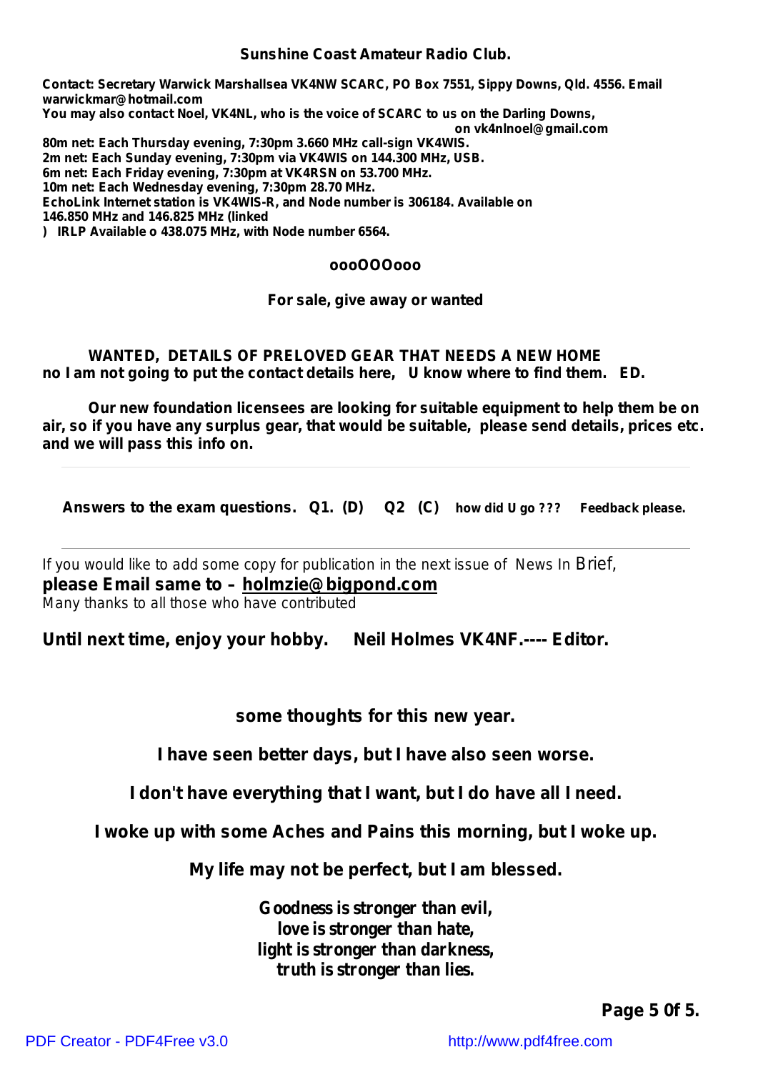**Sunshine Coast Amateur Radio Club.**

**Contact: Secretary Warwick Marshallsea VK4NW SCARC, PO Box 7551, Sippy Downs, Qld. 4556. Email warwickmar@hotmail.com**
**You may also contact Noel, VK4NL, who is the voice of SCARC to us on the Darling Downs, on vk4nlnoel@gmail.com**
**80m net: Each Thursday evening, 7:30pm 3.660 MHz call-sign VK4WIS.**
**2m net: Each Sunday evening, 7:30pm via VK4WIS on 144.300 MHz, USB.**
**6m net: Each Friday evening, 7:30pm at VK4RSN on 53.700 MHz.**
**10m net: Each Wednesday evening, 7:30pm 28.70 MHz.**
**EchoLink Internet station is VK4WIS-R, and Node number is 306184. Available on 146.850 MHz and 146.825 MHz (linked**
**) IRLP Available o 438.075 MHz, with Node number 6564.**

**oooOOOooo**

**For sale, give away or wanted**

**WANTED, DETAILS OF PRELOVED GEAR THAT NEEDS A NEW HOME**
**no I am not going to put the contact details here, U know where to find them. ED.**

**Our new foundation licensees are looking for suitable equipment to help them be on air, so if you have any surplus gear, that would be suitable, please send details, prices etc. and we will pass this info on.**

---

**Answers to the exam questions. Q1. (D) Q2 (C) how did U go ??? Feedback please.**

---

If you would like to add some copy for publication in the next issue of News In Brief,
**please Email same to – holmzie@bigpond.com**
Many thanks to all those who have contributed

**Until next time, enjoy your hobby. Neil Holmes VK4NF.---- Editor.**

**some thoughts for this new year.**

**I have seen better days, but I have also seen worse.**

**I don't have everything that I want, but I do have all I need.**

**I woke up with some Aches and Pains this morning, but I woke up.**

**My life may not be perfect, but I am blessed.**

**Goodness is stronger than evil,**
**love is stronger than hate,**
**light is stronger than darkness,**
**truth is stronger than lies.**